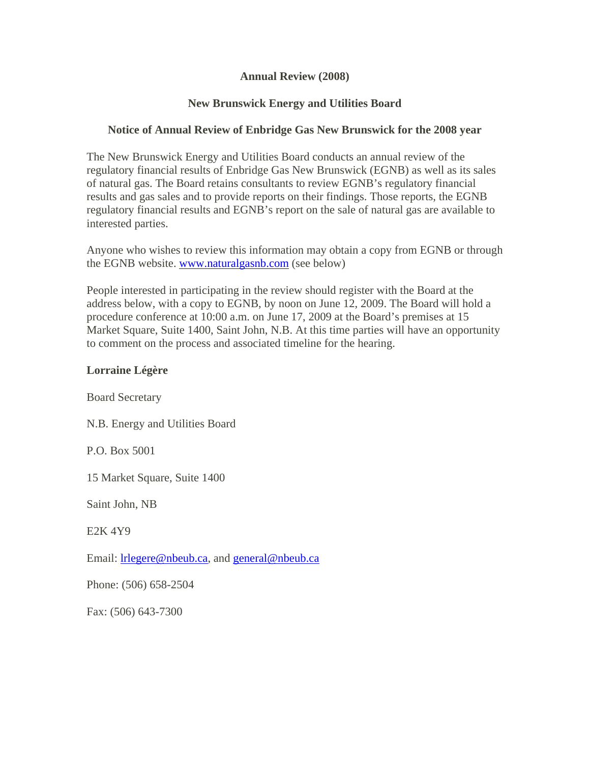**Annual Review (2008)**

**New Brunswick Energy and Utilities Board**

**Notice of Annual Review of Enbridge Gas New Brunswick for the 2008 year**

The New Brunswick Energy and Utilities Board conducts an annual review of the regulatory financial results of Enbridge Gas New Brunswick (EGNB) as well as its sales of natural gas. The Board retains consultants to review EGNB's regulatory financial results and gas sales and to provide reports on their findings. Those reports, the EGNB regulatory financial results and EGNB's report on the sale of natural gas are available to interested parties.

Anyone who wishes to review this information may obtain a copy from EGNB or through the EGNB website. [www.naturalgasnb.com](http://www.naturalgasnb.com) (see below)

People interested in participating in the review should register with the Board at the address below, with a copy to EGNB, by noon on June 12, 2009. The Board will hold a procedure conference at 10:00 a.m. on June 17, 2009 at the Board's premises at 15 Market Square, Suite 1400, Saint John, N.B. At this time parties will have an opportunity to comment on the process and associated timeline for the hearing.

**Lorraine Légère**

Board Secretary

N.B. Energy and Utilities Board

P.O. Box 5001

15 Market Square, Suite 1400

Saint John, NB

E2K 4Y9

Email: [lrlegere@nbeub.ca](mailto:lrlegere@nbeub.ca), and [general@nbeub.ca](mailto:general@nbeub.ca)

Phone: (506) 658-2504

Fax: (506) 643-7300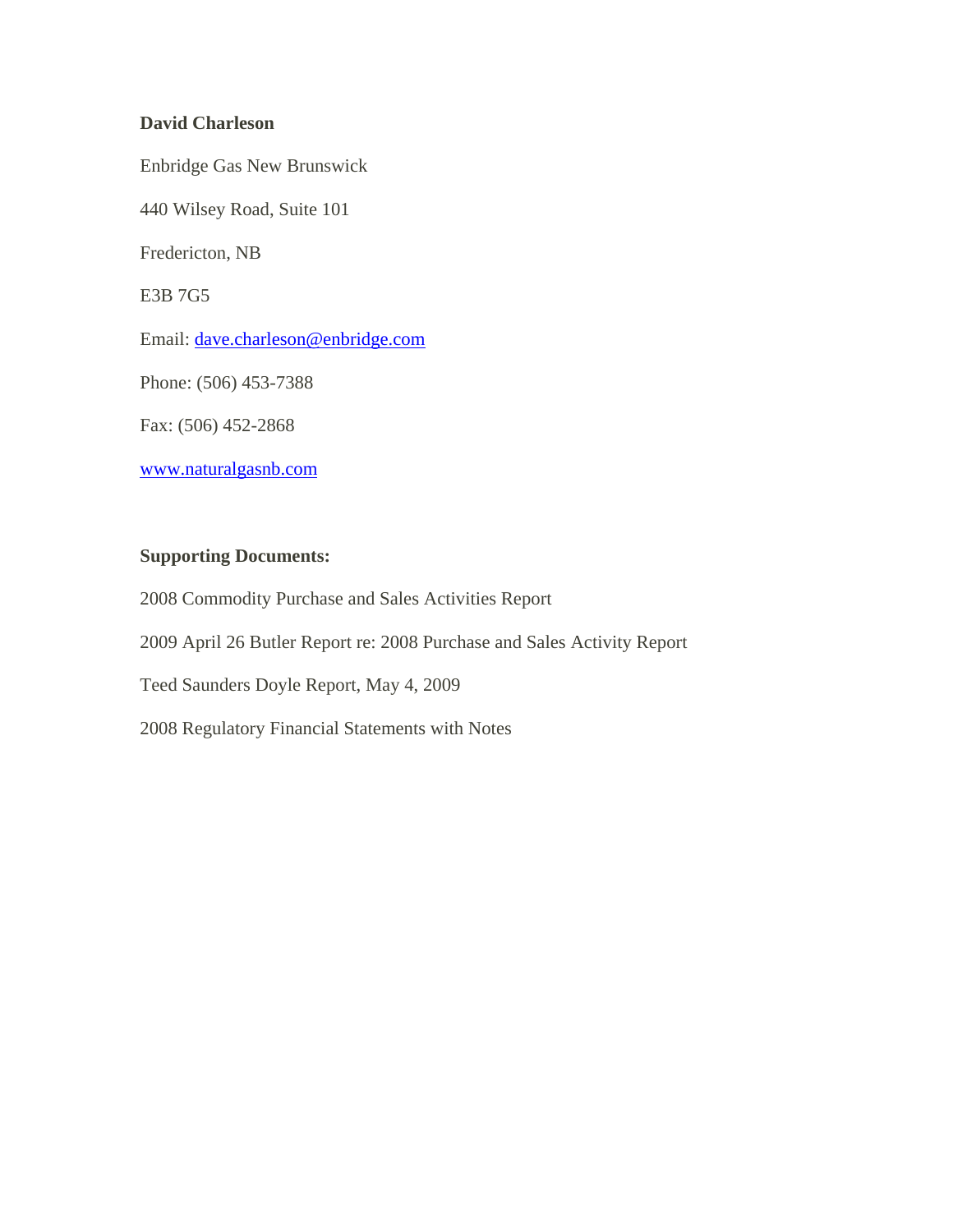**David Charleson**

Enbridge Gas New Brunswick

440 Wilsey Road, Suite 101

Fredericton, NB

E3B 7G5

Email: dave.charleson@enbridge.com

Phone: (506) 453-7388

Fax: (506) 452-2868

www.naturalgasnb.com

**Supporting Documents:**

2008 Commodity Purchase and Sales Activities Report

2009 April 26 Butler Report re: 2008 Purchase and Sales Activity Report

Teed Saunders Doyle Report, May 4, 2009

2008 Regulatory Financial Statements with Notes